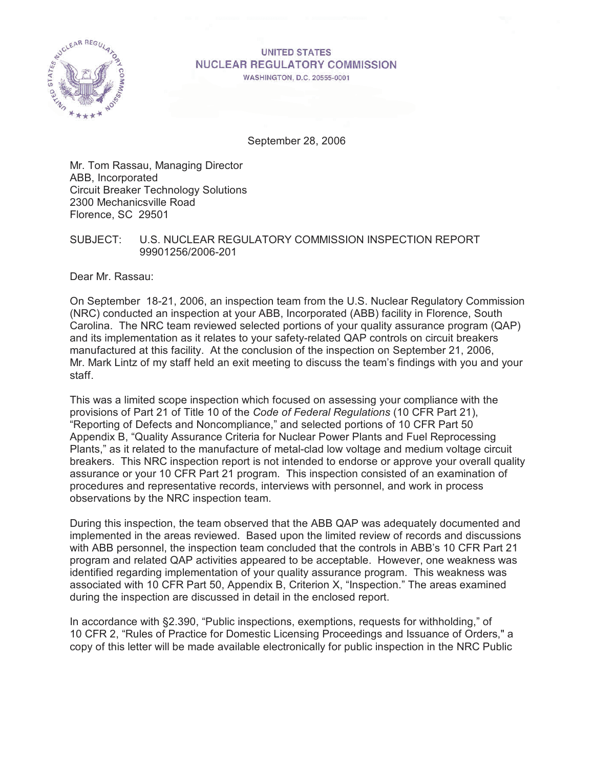UNITED STATES
NUCLEAR REGULATORY COMMISSION
WASHINGTON, D.C. 20555-0001

September 28, 2006

Mr. Tom Rassau, Managing Director
ABB, Incorporated
Circuit Breaker Technology Solutions
2300 Mechanicsville Road
Florence, SC 29501

SUBJECT: U.S. NUCLEAR REGULATORY COMMISSION INSPECTION REPORT 99901256/2006-201

Dear Mr. Rassau:

On September 18-21, 2006, an inspection team from the U.S. Nuclear Regulatory Commission (NRC) conducted an inspection at your ABB, Incorporated (ABB) facility in Florence, South Carolina. The NRC team reviewed selected portions of your quality assurance program (QAP) and its implementation as it relates to your safety-related QAP controls on circuit breakers manufactured at this facility. At the conclusion of the inspection on September 21, 2006, Mr. Mark Lintz of my staff held an exit meeting to discuss the team's findings with you and your staff.

This was a limited scope inspection which focused on assessing your compliance with the provisions of Part 21 of Title 10 of the *Code of Federal Regulations* (10 CFR Part 21), "Reporting of Defects and Noncompliance," and selected portions of 10 CFR Part 50 Appendix B, "Quality Assurance Criteria for Nuclear Power Plants and Fuel Reprocessing Plants," as it related to the manufacture of metal-clad low voltage and medium voltage circuit breakers. This NRC inspection report is not intended to endorse or approve your overall quality assurance or your 10 CFR Part 21 program. This inspection consisted of an examination of procedures and representative records, interviews with personnel, and work in process observations by the NRC inspection team.

During this inspection, the team observed that the ABB QAP was adequately documented and implemented in the areas reviewed. Based upon the limited review of records and discussions with ABB personnel, the inspection team concluded that the controls in ABB's 10 CFR Part 21 program and related QAP activities appeared to be acceptable. However, one weakness was identified regarding implementation of your quality assurance program. This weakness was associated with 10 CFR Part 50, Appendix B, Criterion X, "Inspection." The areas examined during the inspection are discussed in detail in the enclosed report.

In accordance with §2.390, "Public inspections, exemptions, requests for withholding," of 10 CFR 2, "Rules of Practice for Domestic Licensing Proceedings and Issuance of Orders," a copy of this letter will be made available electronically for public inspection in the NRC Public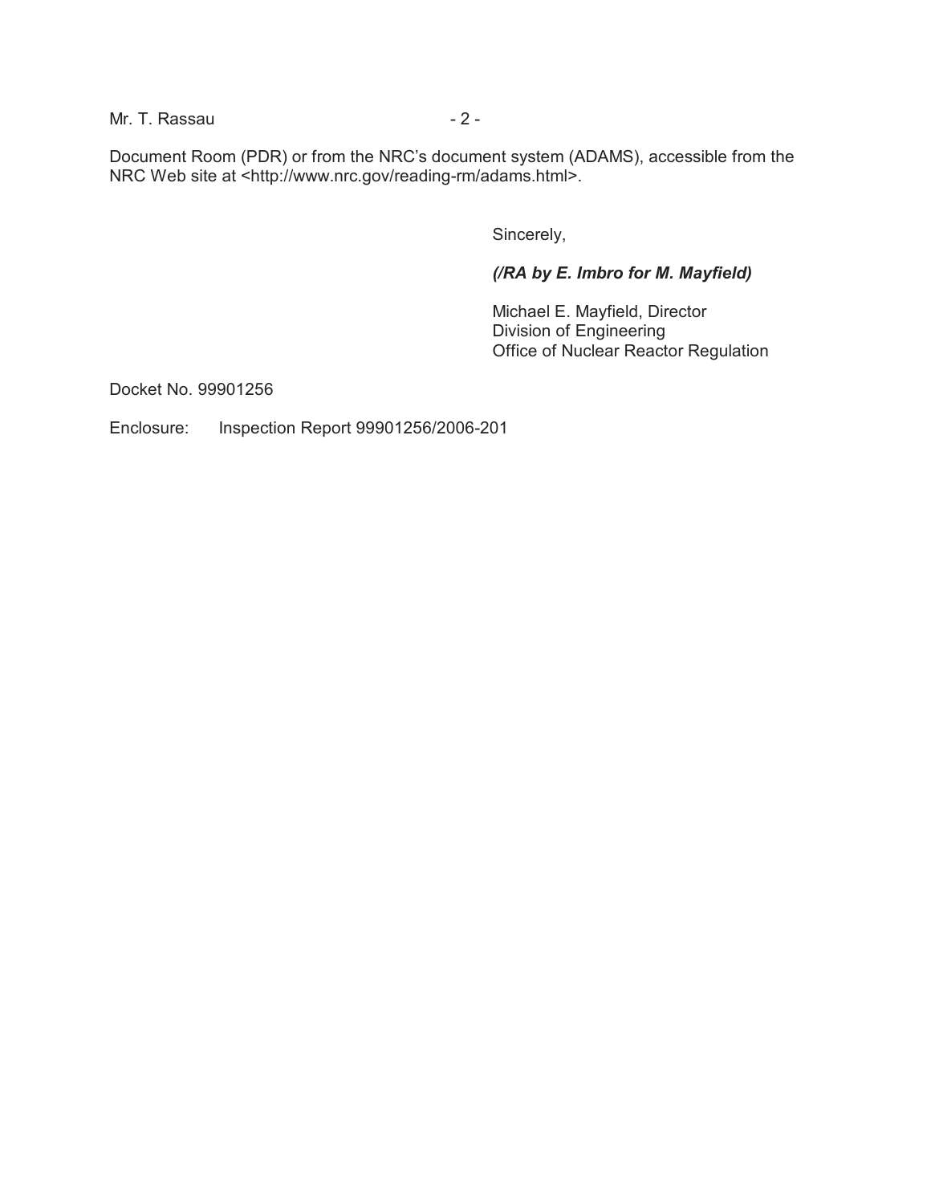Document Room (PDR) or from the NRC's document system (ADAMS), accessible from the NRC Web site at <http://www.nrc.gov/reading-rm/adams.html>.

Sincerely,

***(/RA by E. Imbro for M. Mayfield)***

Michael E. Mayfield, Director
Division of Engineering
Office of Nuclear Reactor Regulation

Docket No. 99901256

Enclosure: Inspection Report 99901256/2006-201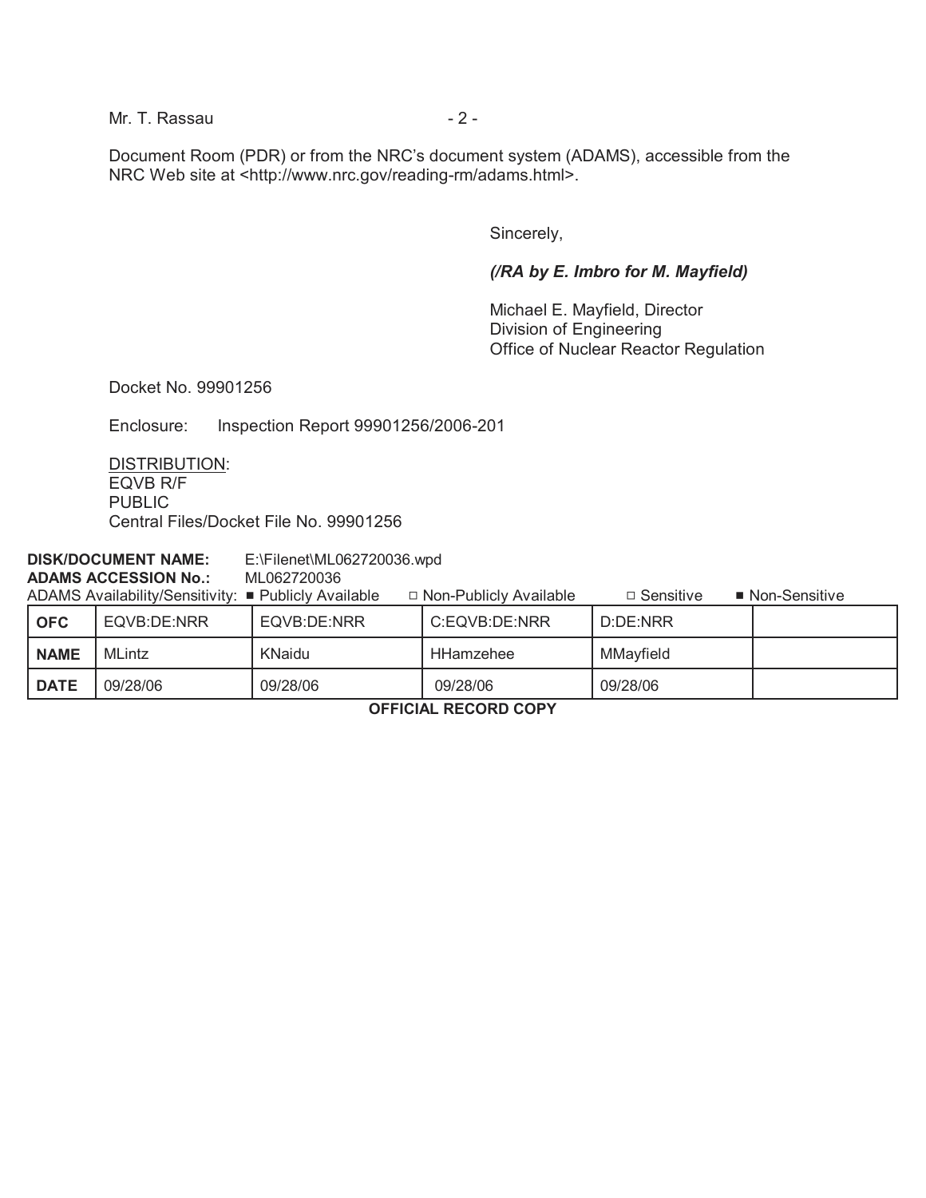Mr. T. Rassau

Document Room (PDR) or from the NRC's document system (ADAMS), accessible from the NRC Web site at <http://www.nrc.gov/reading-rm/adams.html>.

Sincerely,

***(/RA by E. Imbro for M. Mayfield)***

Michael E. Mayfield, Director
Division of Engineering
Office of Nuclear Reactor Regulation

Docket No. 99901256

Enclosure: Inspection Report 99901256/2006-201

DISTRIBUTION:
EQVB R/F
PUBLIC
Central Files/Docket File No. 99901256

**DISK/DOCUMENT NAME:** E:\Filenet\ML062720036.wpd
**ADAMS ACCESSION No.:** ML062720036
ADAMS Availability/Sensitivity: ■ Publicly Available □ Non-Publicly Available □ Sensitive ■ Non-Sensitive

| **OFC** | EQVB:DE:NRR | EQVB:DE:NRR | C:EQVB:DE:NRR | D:DE:NRR | |
|---|---|---|---|---|---|
| **NAME** | MLintz | KNaidu | HHamzehee | MMayfield | |
| **DATE** | 09/28/06 | 09/28/06 | 09/28/06 | 09/28/06 | |

**OFFICIAL RECORD COPY**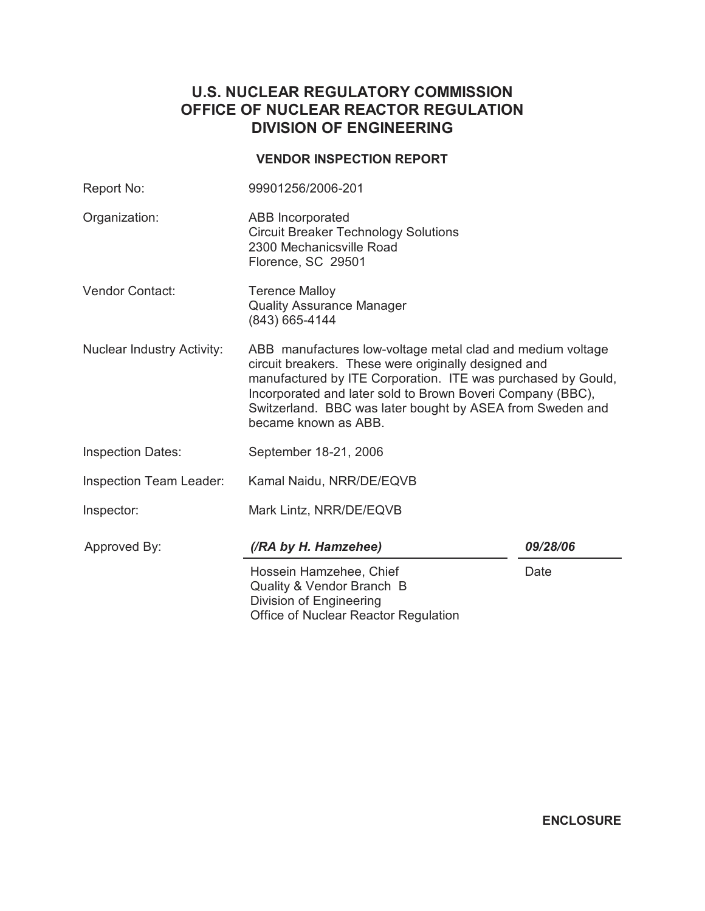# U.S. NUCLEAR REGULATORY COMMISSION
# OFFICE OF NUCLEAR REACTOR REGULATION
# DIVISION OF ENGINEERING

## VENDOR INSPECTION REPORT

| | |
|---|---|
| Report No: | 99901256/2006-201 |
| Organization: | ABB Incorporated<br>Circuit Breaker Technology Solutions<br>2300 Mechanicsville Road<br>Florence, SC 29501 |
| Vendor Contact: | Terence Malloy<br>Quality Assurance Manager<br>(843) 665-4144 |
| Nuclear Industry Activity: | ABB manufactures low-voltage metal clad and medium voltage circuit breakers. These were originally designed and manufactured by ITE Corporation. ITE was purchased by Gould, Incorporated and later sold to Brown Boveri Company (BBC), Switzerland. BBC was later bought by ASEA from Sweden and became known as ABB. |
| Inspection Dates: | September 18-21, 2006 |
| Inspection Team Leader: | Kamal Naidu, NRR/DE/EQVB |
| Inspector: | Mark Lintz, NRR/DE/EQVB |

| Approved By: | *(/RA by H. Hamzehee)* | *09/28/06* |
|---|---|---|
| | Hossein Hamzehee, Chief<br>Quality & Vendor Branch B<br>Division of Engineering<br>Office of Nuclear Reactor Regulation | Date |

**ENCLOSURE**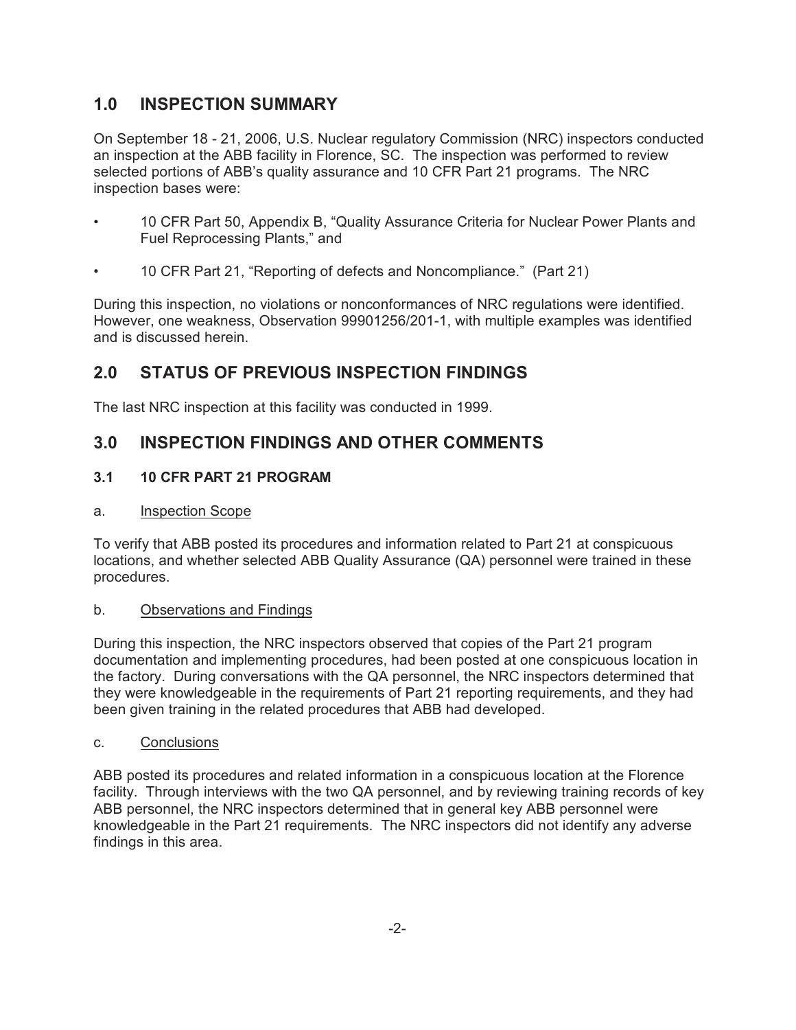## 1.0 INSPECTION SUMMARY

On September 18 - 21, 2006, U.S. Nuclear regulatory Commission (NRC) inspectors conducted an inspection at the ABB facility in Florence, SC. The inspection was performed to review selected portions of ABB's quality assurance and 10 CFR Part 21 programs. The NRC inspection bases were:

- 10 CFR Part 50, Appendix B, "Quality Assurance Criteria for Nuclear Power Plants and Fuel Reprocessing Plants," and
- 10 CFR Part 21, "Reporting of defects and Noncompliance." (Part 21)

During this inspection, no violations or nonconformances of NRC regulations were identified. However, one weakness, Observation 99901256/201-1, with multiple examples was identified and is discussed herein.

## 2.0 STATUS OF PREVIOUS INSPECTION FINDINGS

The last NRC inspection at this facility was conducted in 1999.

## 3.0 INSPECTION FINDINGS AND OTHER COMMENTS

### 3.1 10 CFR PART 21 PROGRAM

a. Inspection Scope

To verify that ABB posted its procedures and information related to Part 21 at conspicuous locations, and whether selected ABB Quality Assurance (QA) personnel were trained in these procedures.

b. Observations and Findings

During this inspection, the NRC inspectors observed that copies of the Part 21 program documentation and implementing procedures, had been posted at one conspicuous location in the factory. During conversations with the QA personnel, the NRC inspectors determined that they were knowledgeable in the requirements of Part 21 reporting requirements, and they had been given training in the related procedures that ABB had developed.

c. Conclusions

ABB posted its procedures and related information in a conspicuous location at the Florence facility. Through interviews with the two QA personnel, and by reviewing training records of key ABB personnel, the NRC inspectors determined that in general key ABB personnel were knowledgeable in the Part 21 requirements. The NRC inspectors did not identify any adverse findings in this area.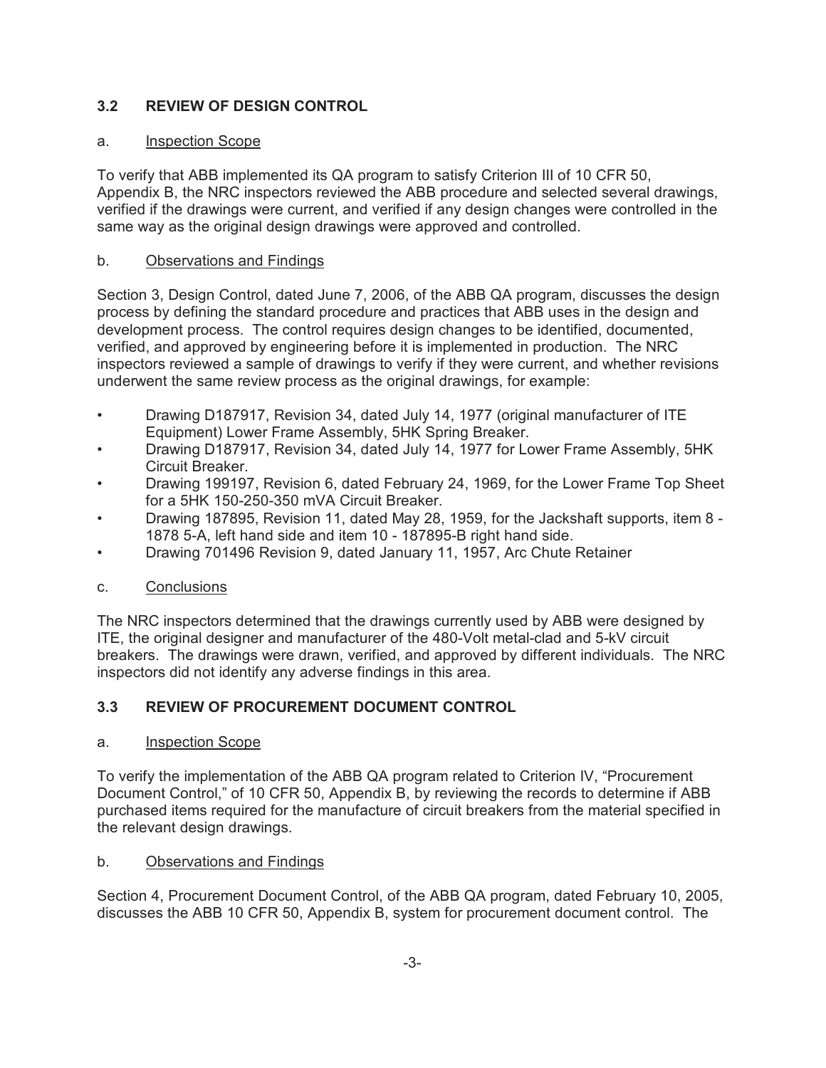### 3.2 REVIEW OF DESIGN CONTROL

a. <u>Inspection Scope</u>

To verify that ABB implemented its QA program to satisfy Criterion III of 10 CFR 50, Appendix B, the NRC inspectors reviewed the ABB procedure and selected several drawings, verified if the drawings were current, and verified if any design changes were controlled in the same way as the original design drawings were approved and controlled.

b. <u>Observations and Findings</u>

Section 3, Design Control, dated June 7, 2006, of the ABB QA program, discusses the design process by defining the standard procedure and practices that ABB uses in the design and development process. The control requires design changes to be identified, documented, verified, and approved by engineering before it is implemented in production. The NRC inspectors reviewed a sample of drawings to verify if they were current, and whether revisions underwent the same review process as the original drawings, for example:

- Drawing D187917, Revision 34, dated July 14, 1977 (original manufacturer of ITE Equipment) Lower Frame Assembly, 5HK Spring Breaker.
- Drawing D187917, Revision 34, dated July 14, 1977 for Lower Frame Assembly, 5HK Circuit Breaker.
- Drawing 199197, Revision 6, dated February 24, 1969, for the Lower Frame Top Sheet for a 5HK 150-250-350 mVA Circuit Breaker.
- Drawing 187895, Revision 11, dated May 28, 1959, for the Jackshaft supports, item 8 - 1878 5-A, left hand side and item 10 - 187895-B right hand side.
- Drawing 701496 Revision 9, dated January 11, 1957, Arc Chute Retainer

c. <u>Conclusions</u>

The NRC inspectors determined that the drawings currently used by ABB were designed by ITE, the original designer and manufacturer of the 480-Volt metal-clad and 5-kV circuit breakers. The drawings were drawn, verified, and approved by different individuals. The NRC inspectors did not identify any adverse findings in this area.

### 3.3 REVIEW OF PROCUREMENT DOCUMENT CONTROL

a. <u>Inspection Scope</u>

To verify the implementation of the ABB QA program related to Criterion IV, "Procurement Document Control," of 10 CFR 50, Appendix B, by reviewing the records to determine if ABB purchased items required for the manufacture of circuit breakers from the material specified in the relevant design drawings.

b. <u>Observations and Findings</u>

Section 4, Procurement Document Control, of the ABB QA program, dated February 10, 2005, discusses the ABB 10 CFR 50, Appendix B, system for procurement document control. The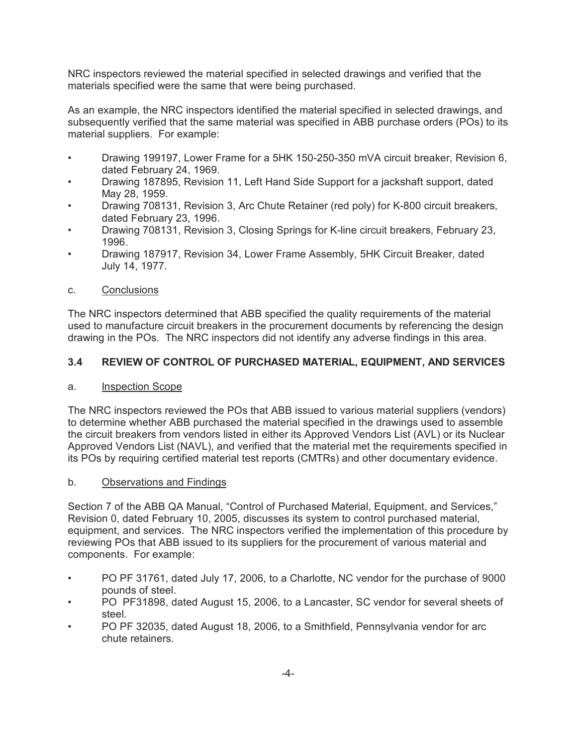NRC inspectors reviewed the material specified in selected drawings and verified that the materials specified were the same that were being purchased.

As an example, the NRC inspectors identified the material specified in selected drawings, and subsequently verified that the same material was specified in ABB purchase orders (POs) to its material suppliers. For example:

- Drawing 199197, Lower Frame for a 5HK 150-250-350 mVA circuit breaker, Revision 6, dated February 24, 1969.
- Drawing 187895, Revision 11, Left Hand Side Support for a jackshaft support, dated May 28, 1959.
- Drawing 708131, Revision 3, Arc Chute Retainer (red poly) for K-800 circuit breakers, dated February 23, 1996.
- Drawing 708131, Revision 3, Closing Springs for K-line circuit breakers, February 23, 1996.
- Drawing 187917, Revision 34, Lower Frame Assembly, 5HK Circuit Breaker, dated July 14, 1977.

c. <u>Conclusions</u>

The NRC inspectors determined that ABB specified the quality requirements of the material used to manufacture circuit breakers in the procurement documents by referencing the design drawing in the POs. The NRC inspectors did not identify any adverse findings in this area.

## 3.4 REVIEW OF CONTROL OF PURCHASED MATERIAL, EQUIPMENT, AND SERVICES

a. <u>Inspection Scope</u>

The NRC inspectors reviewed the POs that ABB issued to various material suppliers (vendors) to determine whether ABB purchased the material specified in the drawings used to assemble the circuit breakers from vendors listed in either its Approved Vendors List (AVL) or its Nuclear Approved Vendors List (NAVL), and verified that the material met the requirements specified in its POs by requiring certified material test reports (CMTRs) and other documentary evidence.

b. <u>Observations and Findings</u>

Section 7 of the ABB QA Manual, "Control of Purchased Material, Equipment, and Services," Revision 0, dated February 10, 2005, discusses its system to control purchased material, equipment, and services. The NRC inspectors verified the implementation of this procedure by reviewing POs that ABB issued to its suppliers for the procurement of various material and components. For example:

- PO PF 31761, dated July 17, 2006, to a Charlotte, NC vendor for the purchase of 9000 pounds of steel.
- PO PF31898, dated August 15, 2006, to a Lancaster, SC vendor for several sheets of steel.
- PO PF 32035, dated August 18, 2006, to a Smithfield, Pennsylvania vendor for arc chute retainers.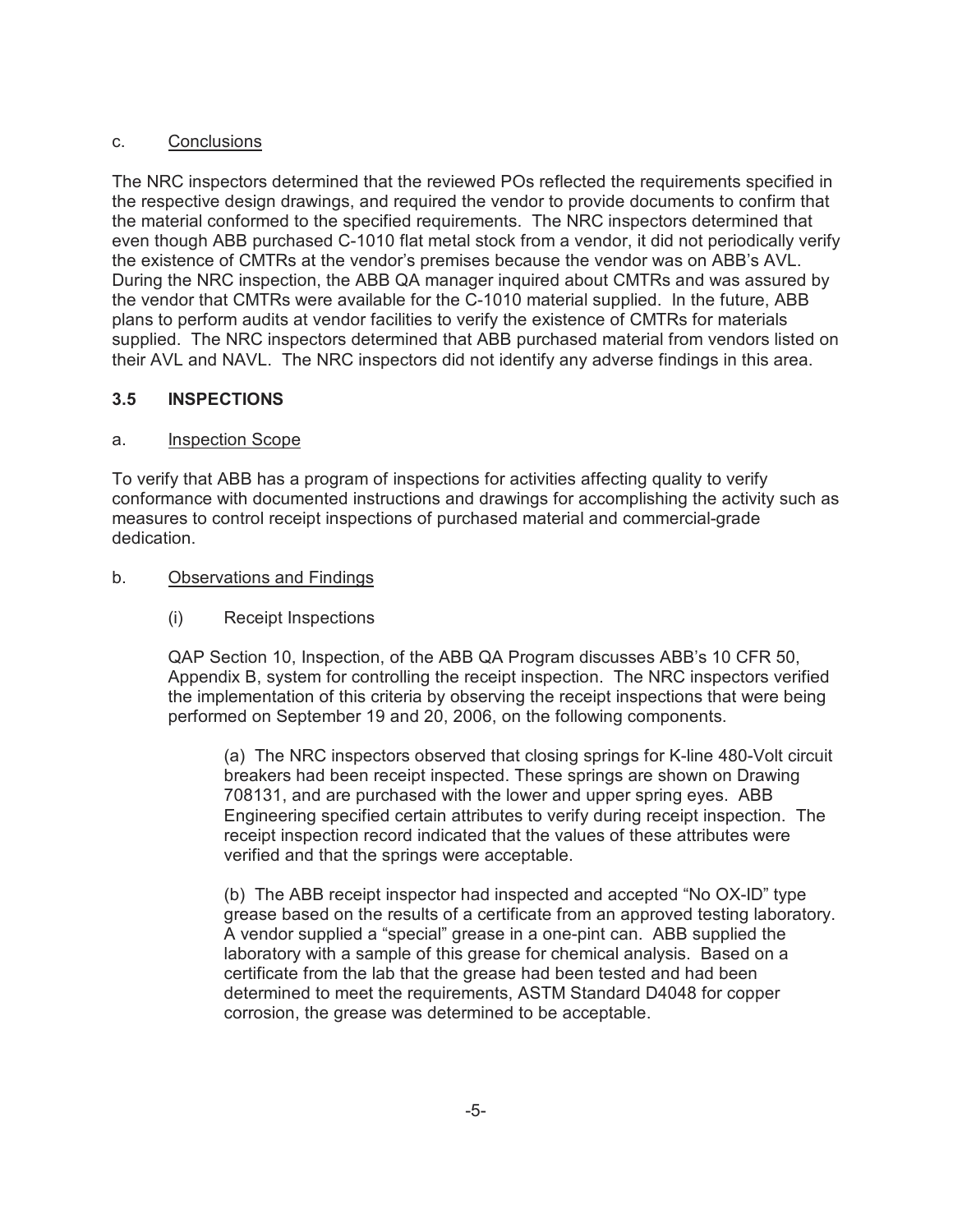c. Conclusions

The NRC inspectors determined that the reviewed POs reflected the requirements specified in the respective design drawings, and required the vendor to provide documents to confirm that the material conformed to the specified requirements. The NRC inspectors determined that even though ABB purchased C-1010 flat metal stock from a vendor, it did not periodically verify the existence of CMTRs at the vendor's premises because the vendor was on ABB's AVL. During the NRC inspection, the ABB QA manager inquired about CMTRs and was assured by the vendor that CMTRs were available for the C-1010 material supplied. In the future, ABB plans to perform audits at vendor facilities to verify the existence of CMTRs for materials supplied. The NRC inspectors determined that ABB purchased material from vendors listed on their AVL and NAVL. The NRC inspectors did not identify any adverse findings in this area.

## 3.5 INSPECTIONS

a. Inspection Scope

To verify that ABB has a program of inspections for activities affecting quality to verify conformance with documented instructions and drawings for accomplishing the activity such as measures to control receipt inspections of purchased material and commercial-grade dedication.

b. Observations and Findings

(i) Receipt Inspections

QAP Section 10, Inspection, of the ABB QA Program discusses ABB's 10 CFR 50, Appendix B, system for controlling the receipt inspection. The NRC inspectors verified the implementation of this criteria by observing the receipt inspections that were being performed on September 19 and 20, 2006, on the following components.

(a) The NRC inspectors observed that closing springs for K-line 480-Volt circuit breakers had been receipt inspected. These springs are shown on Drawing 708131, and are purchased with the lower and upper spring eyes. ABB Engineering specified certain attributes to verify during receipt inspection. The receipt inspection record indicated that the values of these attributes were verified and that the springs were acceptable.

(b) The ABB receipt inspector had inspected and accepted "No OX-ID" type grease based on the results of a certificate from an approved testing laboratory. A vendor supplied a "special" grease in a one-pint can. ABB supplied the laboratory with a sample of this grease for chemical analysis. Based on a certificate from the lab that the grease had been tested and had been determined to meet the requirements, ASTM Standard D4048 for copper corrosion, the grease was determined to be acceptable.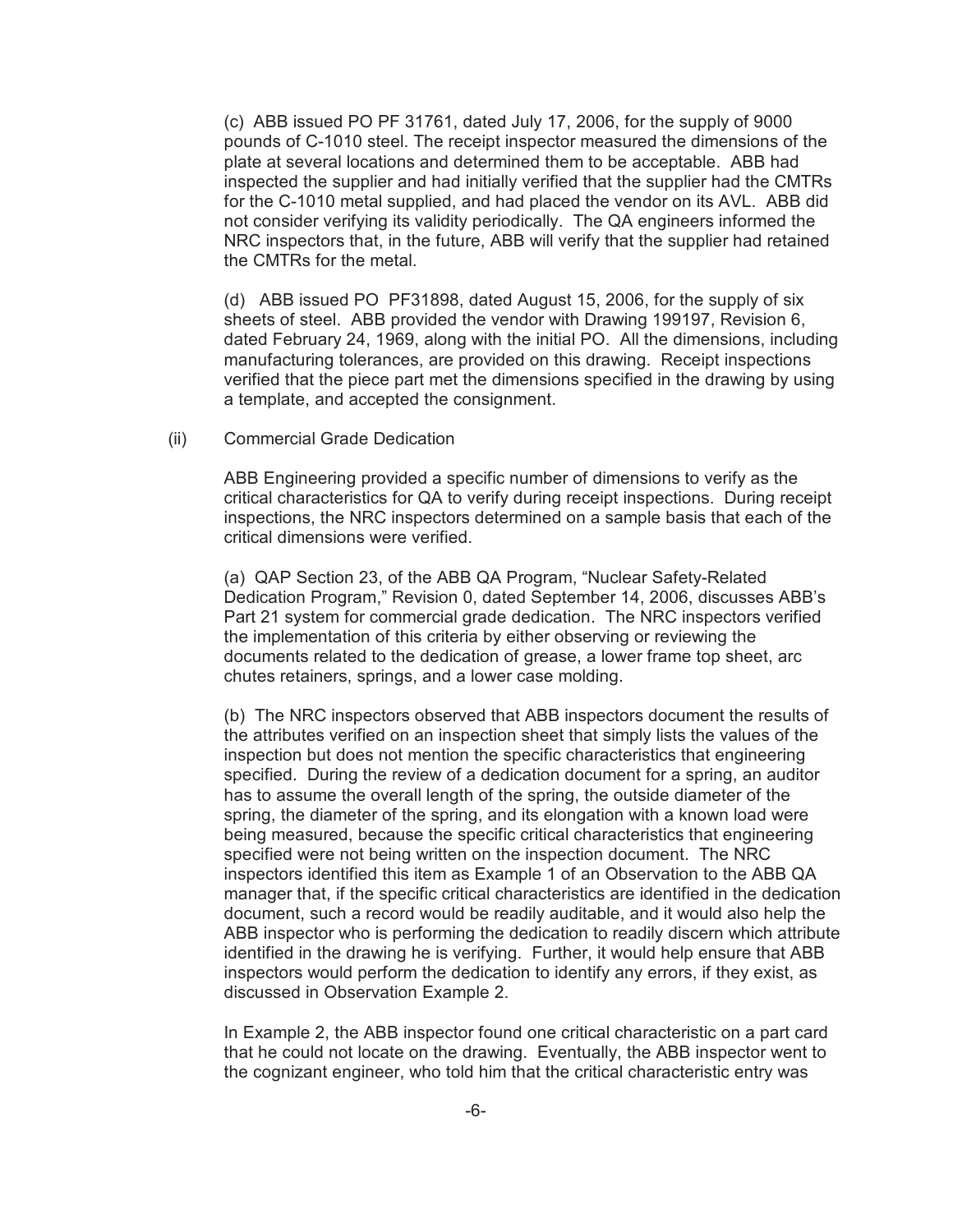(c) ABB issued PO PF 31761, dated July 17, 2006, for the supply of 9000 pounds of C-1010 steel. The receipt inspector measured the dimensions of the plate at several locations and determined them to be acceptable. ABB had inspected the supplier and had initially verified that the supplier had the CMTRs for the C-1010 metal supplied, and had placed the vendor on its AVL. ABB did not consider verifying its validity periodically. The QA engineers informed the NRC inspectors that, in the future, ABB will verify that the supplier had retained the CMTRs for the metal.

(d) ABB issued PO PF31898, dated August 15, 2006, for the supply of six sheets of steel. ABB provided the vendor with Drawing 199197, Revision 6, dated February 24, 1969, along with the initial PO. All the dimensions, including manufacturing tolerances, are provided on this drawing. Receipt inspections verified that the piece part met the dimensions specified in the drawing by using a template, and accepted the consignment.

(ii) Commercial Grade Dedication

ABB Engineering provided a specific number of dimensions to verify as the critical characteristics for QA to verify during receipt inspections. During receipt inspections, the NRC inspectors determined on a sample basis that each of the critical dimensions were verified.

(a) QAP Section 23, of the ABB QA Program, "Nuclear Safety-Related Dedication Program," Revision 0, dated September 14, 2006, discusses ABB's Part 21 system for commercial grade dedication. The NRC inspectors verified the implementation of this criteria by either observing or reviewing the documents related to the dedication of grease, a lower frame top sheet, arc chutes retainers, springs, and a lower case molding.

(b) The NRC inspectors observed that ABB inspectors document the results of the attributes verified on an inspection sheet that simply lists the values of the inspection but does not mention the specific characteristics that engineering specified. During the review of a dedication document for a spring, an auditor has to assume the overall length of the spring, the outside diameter of the spring, the diameter of the spring, and its elongation with a known load were being measured, because the specific critical characteristics that engineering specified were not being written on the inspection document. The NRC inspectors identified this item as Example 1 of an Observation to the ABB QA manager that, if the specific critical characteristics are identified in the dedication document, such a record would be readily auditable, and it would also help the ABB inspector who is performing the dedication to readily discern which attribute identified in the drawing he is verifying. Further, it would help ensure that ABB inspectors would perform the dedication to identify any errors, if they exist, as discussed in Observation Example 2.

In Example 2, the ABB inspector found one critical characteristic on a part card that he could not locate on the drawing. Eventually, the ABB inspector went to the cognizant engineer, who told him that the critical characteristic entry was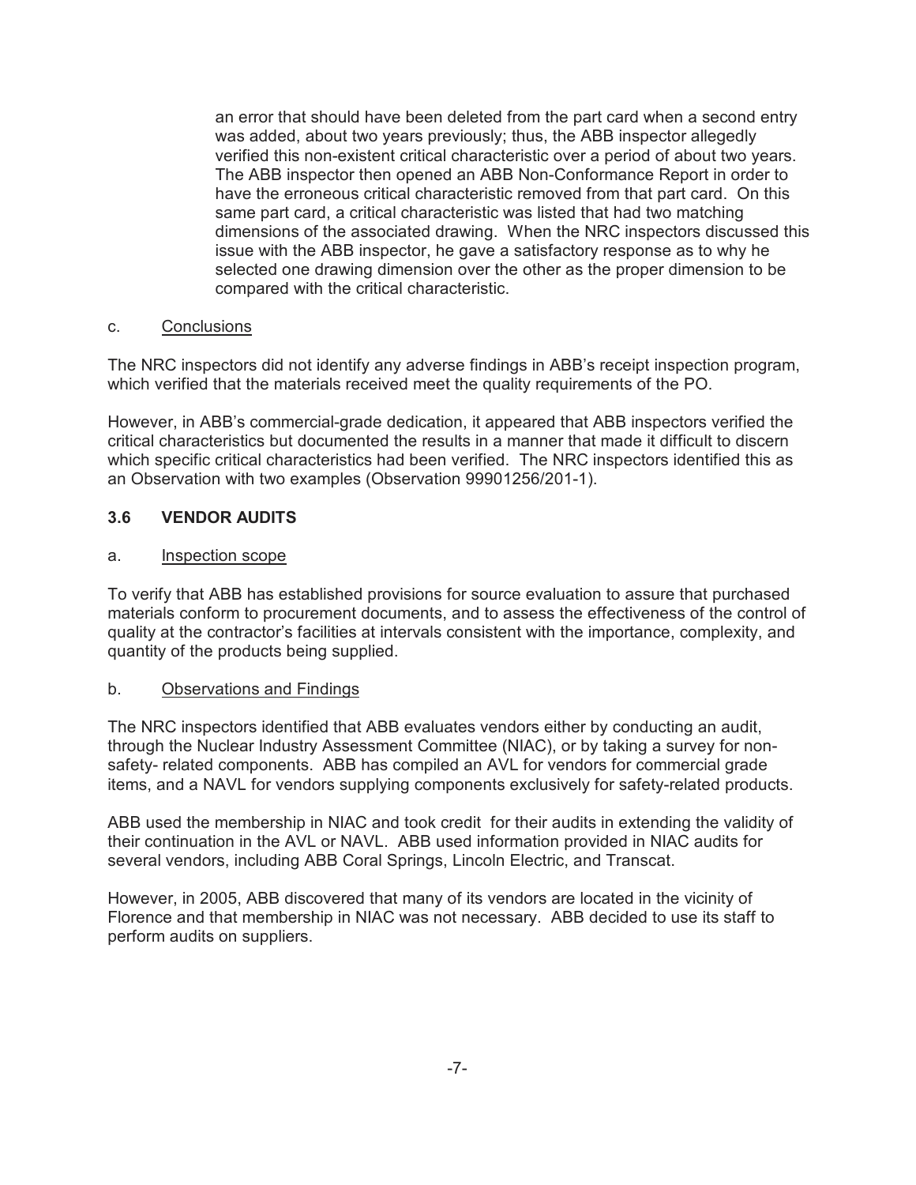an error that should have been deleted from the part card when a second entry was added, about two years previously; thus, the ABB inspector allegedly verified this non-existent critical characteristic over a period of about two years. The ABB inspector then opened an ABB Non-Conformance Report in order to have the erroneous critical characteristic removed from that part card. On this same part card, a critical characteristic was listed that had two matching dimensions of the associated drawing. When the NRC inspectors discussed this issue with the ABB inspector, he gave a satisfactory response as to why he selected one drawing dimension over the other as the proper dimension to be compared with the critical characteristic.

c. Conclusions

The NRC inspectors did not identify any adverse findings in ABB's receipt inspection program, which verified that the materials received meet the quality requirements of the PO.

However, in ABB's commercial-grade dedication, it appeared that ABB inspectors verified the critical characteristics but documented the results in a manner that made it difficult to discern which specific critical characteristics had been verified. The NRC inspectors identified this as an Observation with two examples (Observation 99901256/201-1).

### 3.6 VENDOR AUDITS

a. Inspection scope

To verify that ABB has established provisions for source evaluation to assure that purchased materials conform to procurement documents, and to assess the effectiveness of the control of quality at the contractor's facilities at intervals consistent with the importance, complexity, and quantity of the products being supplied.

b. Observations and Findings

The NRC inspectors identified that ABB evaluates vendors either by conducting an audit, through the Nuclear Industry Assessment Committee (NIAC), or by taking a survey for non-safety- related components. ABB has compiled an AVL for vendors for commercial grade items, and a NAVL for vendors supplying components exclusively for safety-related products.

ABB used the membership in NIAC and took credit for their audits in extending the validity of their continuation in the AVL or NAVL. ABB used information provided in NIAC audits for several vendors, including ABB Coral Springs, Lincoln Electric, and Transcat.

However, in 2005, ABB discovered that many of its vendors are located in the vicinity of Florence and that membership in NIAC was not necessary. ABB decided to use its staff to perform audits on suppliers.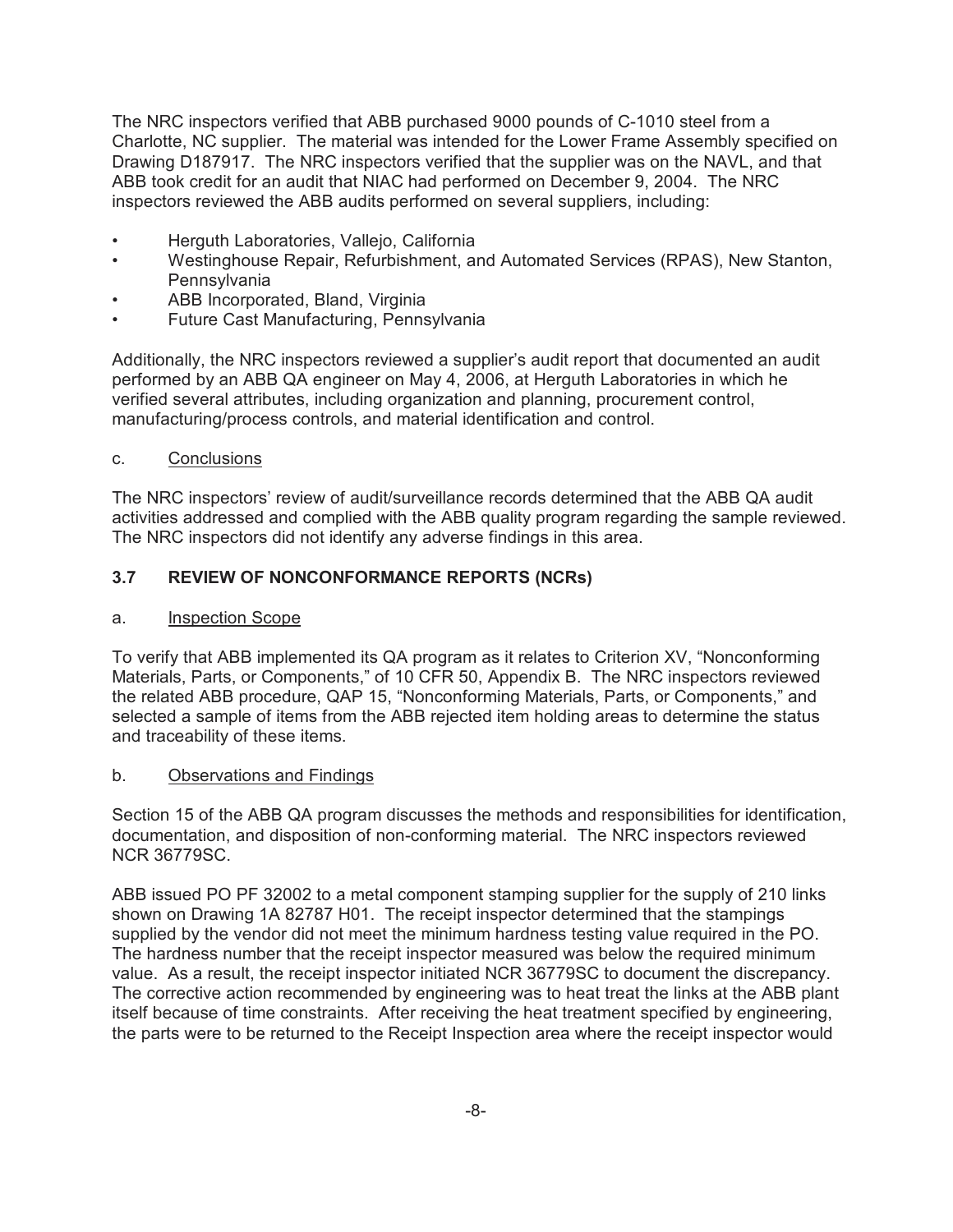The NRC inspectors verified that ABB purchased 9000 pounds of C-1010 steel from a Charlotte, NC supplier. The material was intended for the Lower Frame Assembly specified on Drawing D187917. The NRC inspectors verified that the supplier was on the NAVL, and that ABB took credit for an audit that NIAC had performed on December 9, 2004. The NRC inspectors reviewed the ABB audits performed on several suppliers, including:

- Herguth Laboratories, Vallejo, California
- Westinghouse Repair, Refurbishment, and Automated Services (RPAS), New Stanton, Pennsylvania
- ABB Incorporated, Bland, Virginia
- Future Cast Manufacturing, Pennsylvania

Additionally, the NRC inspectors reviewed a supplier's audit report that documented an audit performed by an ABB QA engineer on May 4, 2006, at Herguth Laboratories in which he verified several attributes, including organization and planning, procurement control, manufacturing/process controls, and material identification and control.

c. <u>Conclusions</u>

The NRC inspectors' review of audit/surveillance records determined that the ABB QA audit activities addressed and complied with the ABB quality program regarding the sample reviewed. The NRC inspectors did not identify any adverse findings in this area.

## 3.7 REVIEW OF NONCONFORMANCE REPORTS (NCRs)

a. <u>Inspection Scope</u>

To verify that ABB implemented its QA program as it relates to Criterion XV, "Nonconforming Materials, Parts, or Components," of 10 CFR 50, Appendix B. The NRC inspectors reviewed the related ABB procedure, QAP 15, "Nonconforming Materials, Parts, or Components," and selected a sample of items from the ABB rejected item holding areas to determine the status and traceability of these items.

b. <u>Observations and Findings</u>

Section 15 of the ABB QA program discusses the methods and responsibilities for identification, documentation, and disposition of non-conforming material. The NRC inspectors reviewed NCR 36779SC.

ABB issued PO PF 32002 to a metal component stamping supplier for the supply of 210 links shown on Drawing 1A 82787 H01. The receipt inspector determined that the stampings supplied by the vendor did not meet the minimum hardness testing value required in the PO. The hardness number that the receipt inspector measured was below the required minimum value. As a result, the receipt inspector initiated NCR 36779SC to document the discrepancy. The corrective action recommended by engineering was to heat treat the links at the ABB plant itself because of time constraints. After receiving the heat treatment specified by engineering, the parts were to be returned to the Receipt Inspection area where the receipt inspector would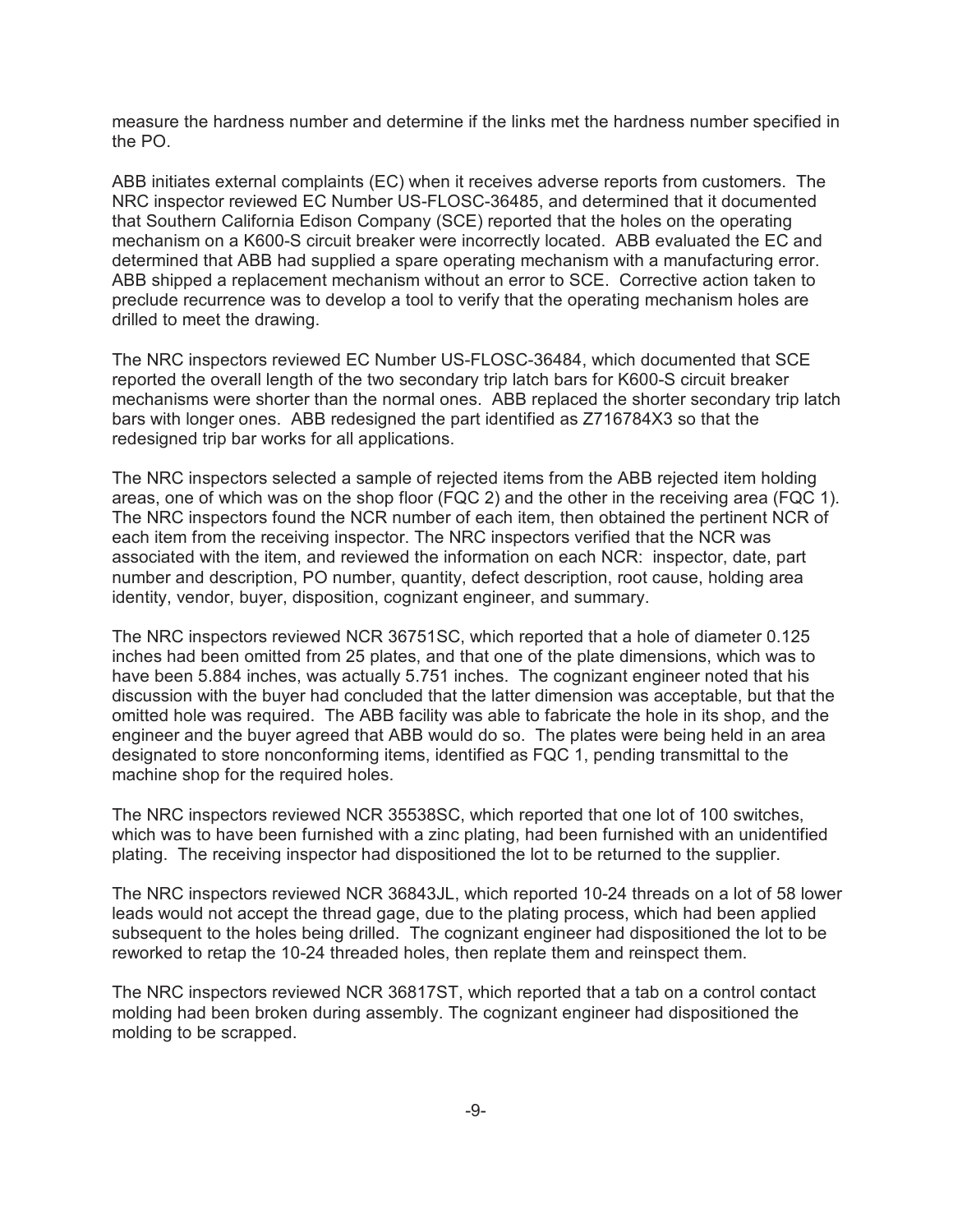measure the hardness number and determine if the links met the hardness number specified in the PO.

ABB initiates external complaints (EC) when it receives adverse reports from customers. The NRC inspector reviewed EC Number US-FLOSC-36485, and determined that it documented that Southern California Edison Company (SCE) reported that the holes on the operating mechanism on a K600-S circuit breaker were incorrectly located. ABB evaluated the EC and determined that ABB had supplied a spare operating mechanism with a manufacturing error. ABB shipped a replacement mechanism without an error to SCE. Corrective action taken to preclude recurrence was to develop a tool to verify that the operating mechanism holes are drilled to meet the drawing.

The NRC inspectors reviewed EC Number US-FLOSC-36484, which documented that SCE reported the overall length of the two secondary trip latch bars for K600-S circuit breaker mechanisms were shorter than the normal ones. ABB replaced the shorter secondary trip latch bars with longer ones. ABB redesigned the part identified as Z716784X3 so that the redesigned trip bar works for all applications.

The NRC inspectors selected a sample of rejected items from the ABB rejected item holding areas, one of which was on the shop floor (FQC 2) and the other in the receiving area (FQC 1). The NRC inspectors found the NCR number of each item, then obtained the pertinent NCR of each item from the receiving inspector. The NRC inspectors verified that the NCR was associated with the item, and reviewed the information on each NCR: inspector, date, part number and description, PO number, quantity, defect description, root cause, holding area identity, vendor, buyer, disposition, cognizant engineer, and summary.

The NRC inspectors reviewed NCR 36751SC, which reported that a hole of diameter 0.125 inches had been omitted from 25 plates, and that one of the plate dimensions, which was to have been 5.884 inches, was actually 5.751 inches. The cognizant engineer noted that his discussion with the buyer had concluded that the latter dimension was acceptable, but that the omitted hole was required. The ABB facility was able to fabricate the hole in its shop, and the engineer and the buyer agreed that ABB would do so. The plates were being held in an area designated to store nonconforming items, identified as FQC 1, pending transmittal to the machine shop for the required holes.

The NRC inspectors reviewed NCR 35538SC, which reported that one lot of 100 switches, which was to have been furnished with a zinc plating, had been furnished with an unidentified plating. The receiving inspector had dispositioned the lot to be returned to the supplier.

The NRC inspectors reviewed NCR 36843JL, which reported 10-24 threads on a lot of 58 lower leads would not accept the thread gage, due to the plating process, which had been applied subsequent to the holes being drilled. The cognizant engineer had dispositioned the lot to be reworked to retap the 10-24 threaded holes, then replate them and reinspect them.

The NRC inspectors reviewed NCR 36817ST, which reported that a tab on a control contact molding had been broken during assembly. The cognizant engineer had dispositioned the molding to be scrapped.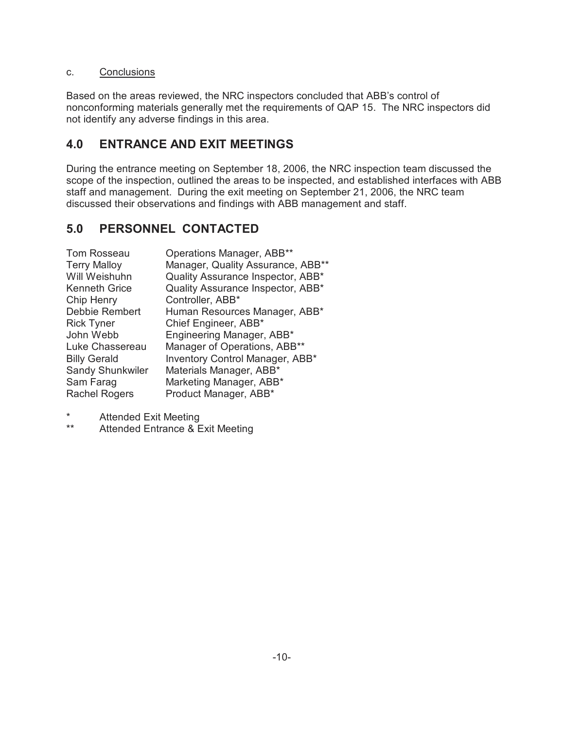c. Conclusions

Based on the areas reviewed, the NRC inspectors concluded that ABB's control of nonconforming materials generally met the requirements of QAP 15. The NRC inspectors did not identify any adverse findings in this area.

## 4.0 ENTRANCE AND EXIT MEETINGS

During the entrance meeting on September 18, 2006, the NRC inspection team discussed the scope of the inspection, outlined the areas to be inspected, and established interfaces with ABB staff and management. During the exit meeting on September 21, 2006, the NRC team discussed their observations and findings with ABB management and staff.

## 5.0 PERSONNEL CONTACTED

| | |
|---|---|
| Tom Rosseau | Operations Manager, ABB** |
| Terry Malloy | Manager, Quality Assurance, ABB** |
| Will Weishuhn | Quality Assurance Inspector, ABB* |
| Kenneth Grice | Quality Assurance Inspector, ABB* |
| Chip Henry | Controller, ABB* |
| Debbie Rembert | Human Resources Manager, ABB* |
| Rick Tyner | Chief Engineer, ABB* |
| John Webb | Engineering Manager, ABB* |
| Luke Chassereau | Manager of Operations, ABB** |
| Billy Gerald | Inventory Control Manager, ABB* |
| Sandy Shunkwiler | Materials Manager, ABB* |
| Sam Farag | Marketing Manager, ABB* |
| Rachel Rogers | Product Manager, ABB* |

\* Attended Exit Meeting

\** Attended Entrance & Exit Meeting